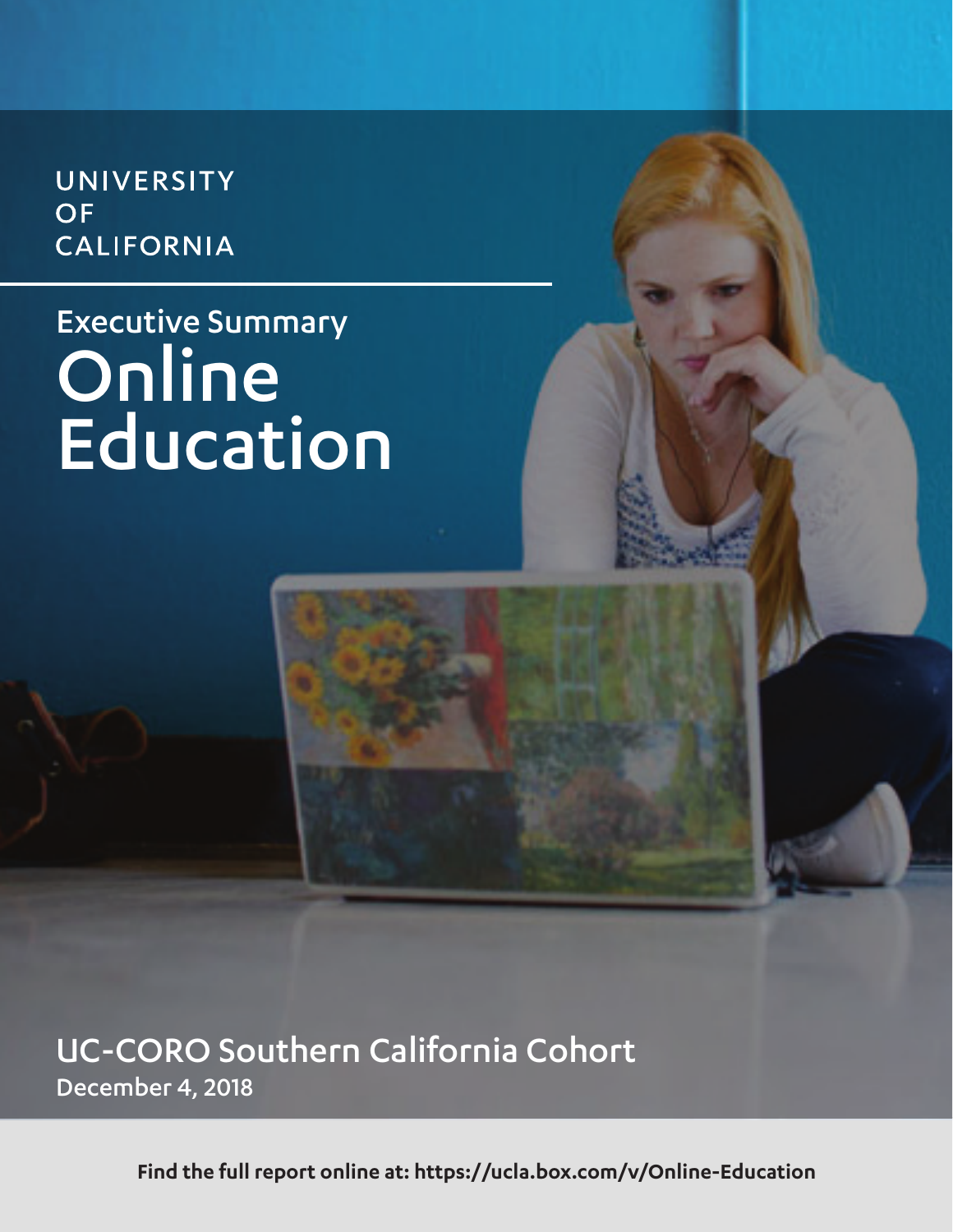UNIVERSITY OF CALIFORNIA

## Executive Summary

# Online Education

## UC-CORO Southern California Cohort

**December 4, 2018**

**Find the full report online at: https://ucla.box.com/v/Online-Education**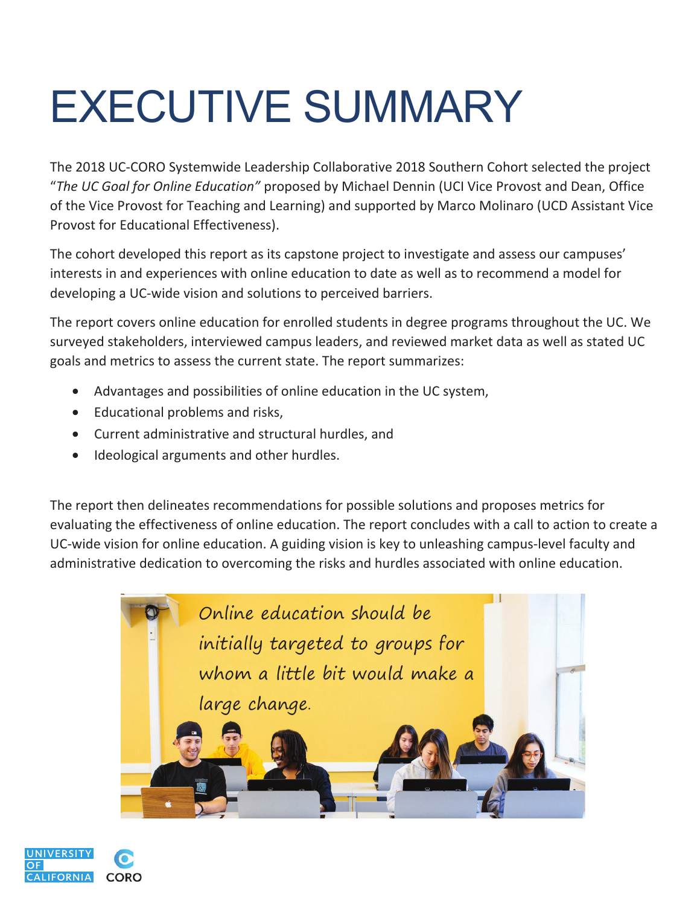# EXECUTIVE SUMMARY

The 2018 UC-CORO Systemwide Leadership Collaborative 2018 Southern Cohort selected the project "*The UC Goal for Online Education"* proposed by Michael Dennin (UCI Vice Provost and Dean, Office of the Vice Provost for Teaching and Learning) and supported by Marco Molinaro (UCD Assistant Vice Provost for Educational Effectiveness).

The cohort developed this report as its capstone project to investigate and assess our campuses' interests in and experiences with online education to date as well as to recommend a model for developing a UC-wide vision and solutions to perceived barriers.

The report covers online education for enrolled students in degree programs throughout the UC. We surveyed stakeholders, interviewed campus leaders, and reviewed market data as well as stated UC goals and metrics to assess the current state. The report summarizes:

- Advantages and possibilities of online education in the UC system,
- Educational problems and risks,
- Current administrative and structural hurdles, and
- Ideological arguments and other hurdles.

The report then delineates recommendations for possible solutions and proposes metrics for evaluating the effectiveness of online education. The report concludes with a call to action to create a UC-wide vision for online education. A guiding vision is key to unleashing campus-level faculty and administrative dedication to overcoming the risks and hurdles associated with online education.

*Online education should be initially targeted to groups for whom a little bit would make a large change.*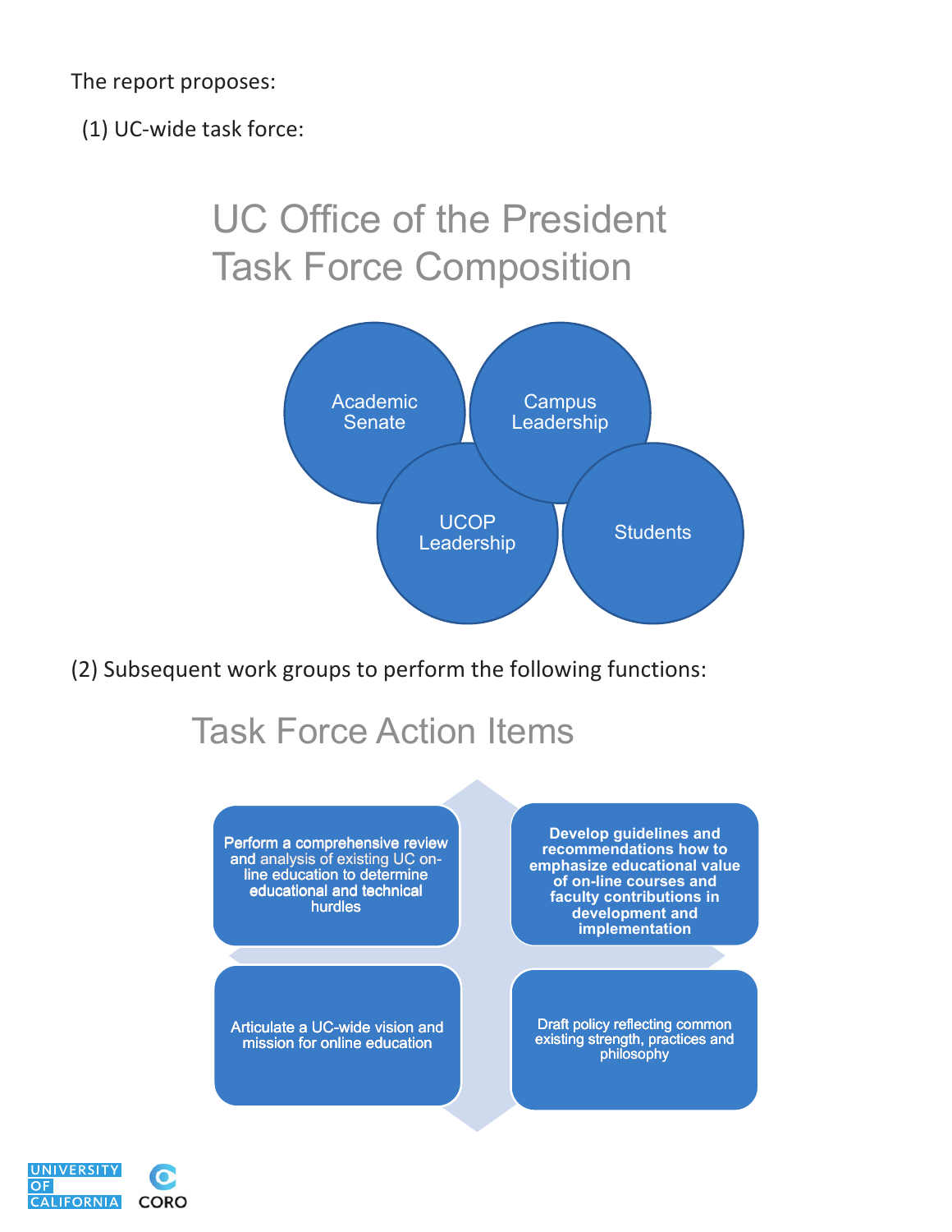The report proposes:

(1) UC-wide task force:

## UC Office of the President Task Force Composition

- Academic Senate
- Campus Leadership
- UCOP Leadership
- Students

(2) Subsequent work groups to perform the following functions:

## Task Force Action Items

- Perform a comprehensive review and analysis of existing UC on-line education to determine educational and technical hurdles
- Develop guidelines and recommendations how to emphasize educational value of on-line courses and faculty contributions in development and implementation
- Articulate a UC-wide vision and mission for online education
- Draft policy reflecting common existing strength, practices and philosophy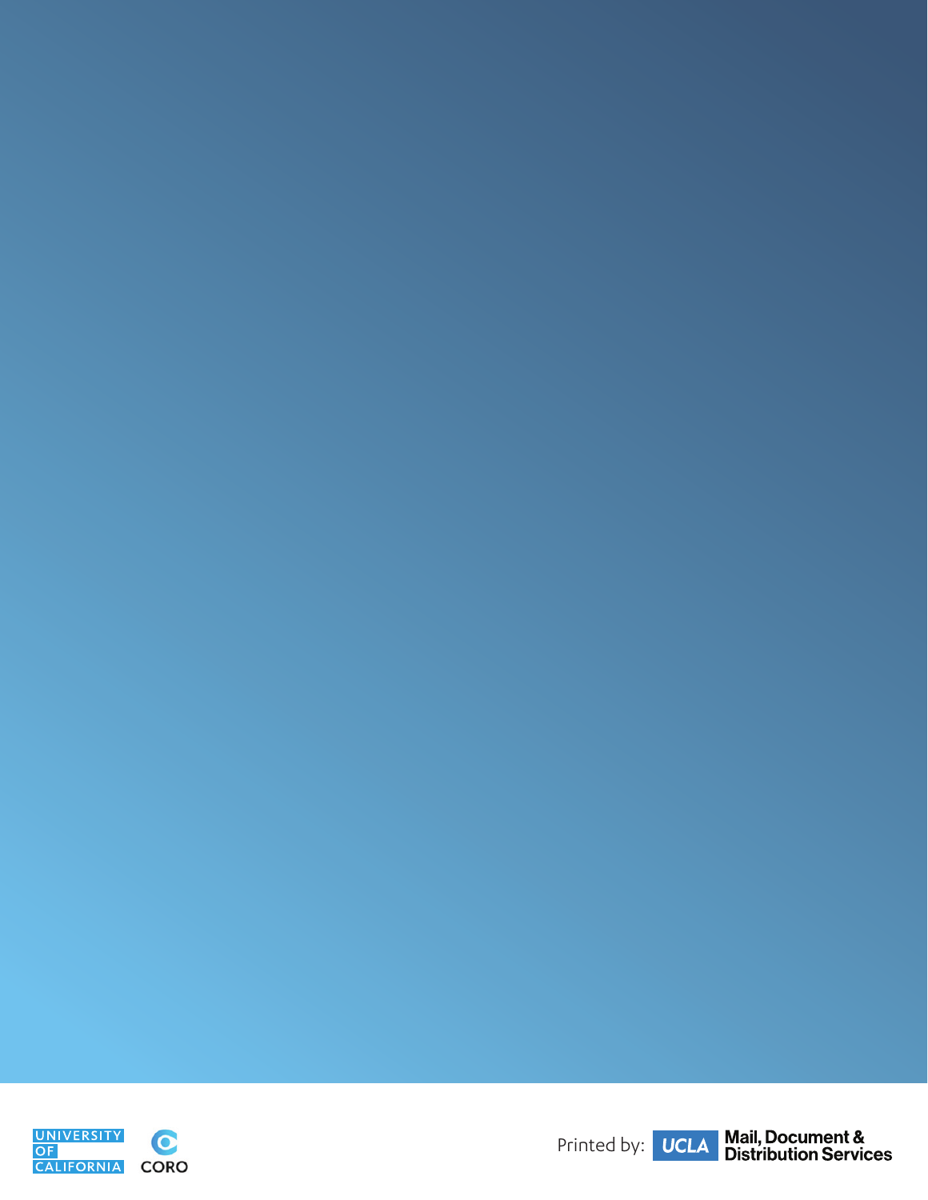UNIVERSITY OF CALIFORNIA

CORO

Printed by: UCLA Mail, Document & Distribution Services